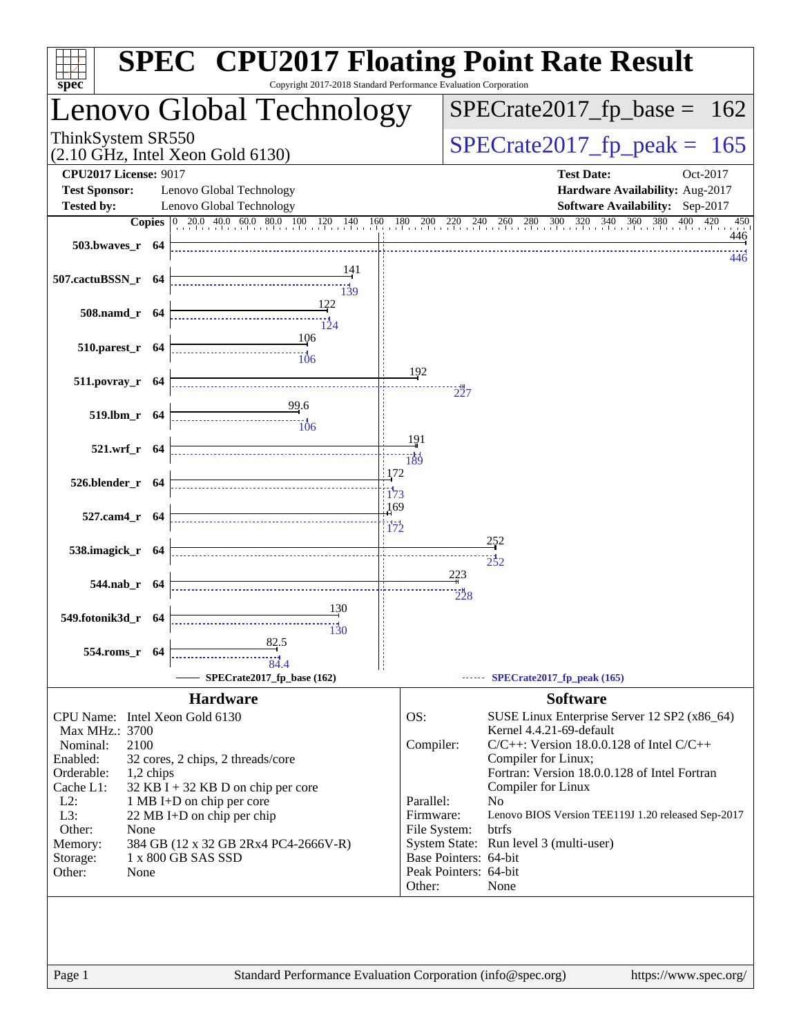# SPEC CPU2017 Floating Point Rate Result

Copyright 2017-2018 Standard Performance Evaluation Corporation

## Lenovo Global Technology

ThinkSystem SR550
(2.10 GHz, Intel Xeon Gold 6130)

SPECrate2017_fp_base = 162

SPECrate2017_fp_peak = 165

**CPU2017 License:** 9017
**Test Sponsor:** Lenovo Global Technology
**Tested by:** Lenovo Global Technology

**Test Date:** Oct-2017
**Hardware Availability:** Aug-2017
**Software Availability:** Sep-2017

| Benchmark | Copies | Base | Peak |
|---|---|---|---|
| 503.bwaves_r | 64 | 446 | 446 |
| 507.cactuBSSN_r | 64 | 141 | 139 |
| 508.namd_r | 64 | 122 | 124 |
| 510.parest_r | 64 | 106 | 106 |
| 511.povray_r | 64 | 192 | 227 |
| 519.lbm_r | 64 | 99.6 | 106 |
| 521.wrf_r | 64 | 191 | 189 |
| 526.blender_r | 64 | 172 | 173 |
| 527.cam4_r | 64 | 169 | 172 |
| 538.imagick_r | 64 | 252 | 252 |
| 544.nab_r | 64 | 223 | 228 |
| 549.fotonik3d_r | 64 | 130 | 130 |
| 554.roms_r | 64 | 82.5 | 84.4 |

SPECrate2017_fp_base (162) ------ SPECrate2017_fp_peak (165)

## Hardware

| | |
|---|---|
| CPU Name: | Intel Xeon Gold 6130 |
| Max MHz.: | 3700 |
| Nominal: | 2100 |
| Enabled: | 32 cores, 2 chips, 2 threads/core |
| Orderable: | 1,2 chips |
| Cache L1: | 32 KB I + 32 KB D on chip per core |
| L2: | 1 MB I+D on chip per core |
| L3: | 22 MB I+D on chip per chip |
| Other: | None |
| Memory: | 384 GB (12 x 32 GB 2Rx4 PC4-2666V-R) |
| Storage: | 1 x 800 GB SAS SSD |
| Other: | None |

## Software

| | |
|---|---|
| OS: | SUSE Linux Enterprise Server 12 SP2 (x86_64) Kernel 4.4.21-69-default |
| Compiler: | C/C++: Version 18.0.0.128 of Intel C/C++ Compiler for Linux; Fortran: Version 18.0.0.128 of Intel Fortran Compiler for Linux |
| Parallel: | No |
| Firmware: | Lenovo BIOS Version TEE119J 1.20 released Sep-2017 |
| File System: | btrfs |
| System State: | Run level 3 (multi-user) |
| Base Pointers: | 64-bit |
| Peak Pointers: | 64-bit |
| Other: | None |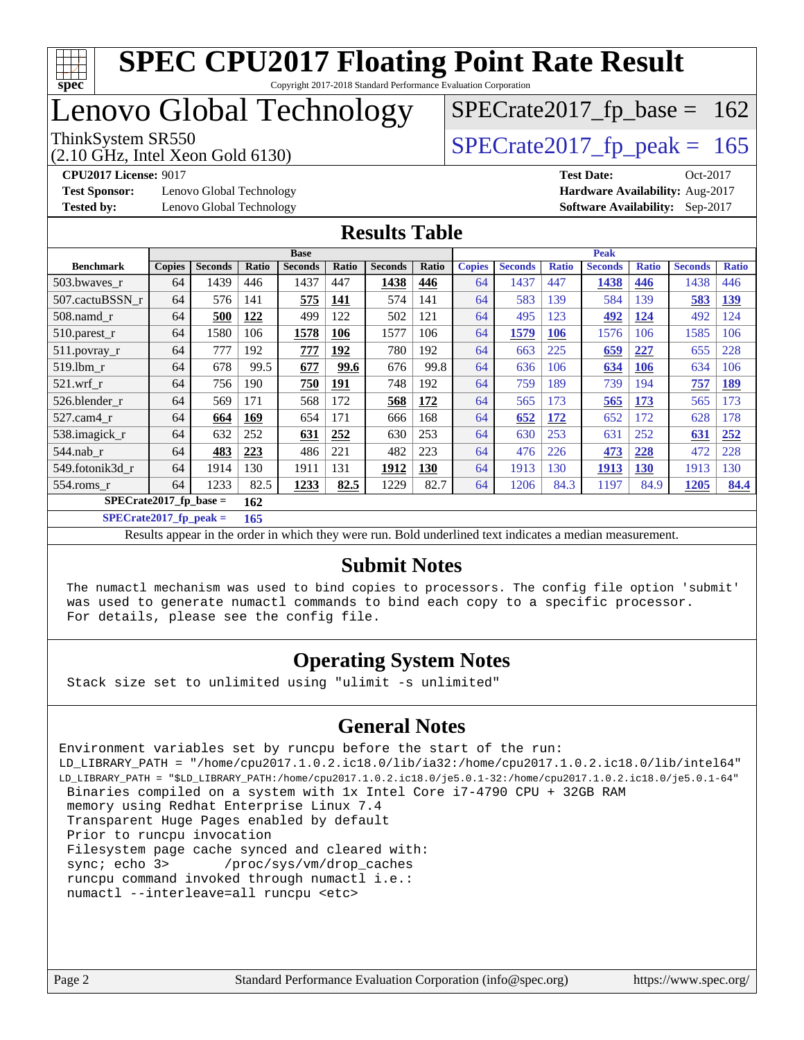# SPEC CPU2017 Floating Point Rate Result

Copyright 2017-2018 Standard Performance Evaluation Corporation

# Lenovo Global Technology

ThinkSystem SR550
(2.10 GHz, Intel Xeon Gold 6130)

SPECrate2017_fp_base = 162

SPECrate2017_fp_peak = 165

**CPU2017 License:** 9017
**Test Sponsor:** Lenovo Global Technology
**Tested by:** Lenovo Global Technology

**Test Date:** Oct-2017
**Hardware Availability:** Aug-2017
**Software Availability:** Sep-2017

## Results Table

| | Base | | | | | | | Peak | | | | | | |
|---|---|---|---|---|---|---|---|---|---|---|---|---|---|---|
| **Benchmark** | **Copies** | **Seconds** | **Ratio** | **Seconds** | **Ratio** | **Seconds** | **Ratio** | **Copies** | **Seconds** | **Ratio** | **Seconds** | **Ratio** | **Seconds** | **Ratio** |
| 503.bwaves_r | 64 | 1439 | 446 | 1437 | 447 | **1438** | **446** | 64 | 1437 | 447 | **1438** | **446** | 1438 | 446 |
| 507.cactuBSSN_r | 64 | 576 | 141 | **575** | **141** | 574 | 141 | 64 | 583 | 139 | 584 | 139 | **583** | **139** |
| 508.namd_r | 64 | **500** | **122** | 499 | 122 | 502 | 121 | 64 | 495 | 123 | **492** | **124** | 492 | 124 |
| 510.parest_r | 64 | 1580 | 106 | **1578** | **106** | 1577 | 106 | 64 | **1579** | **106** | 1576 | 106 | 1585 | 106 |
| 511.povray_r | 64 | 777 | 192 | **777** | **192** | 780 | 192 | 64 | 663 | 225 | **659** | **227** | 655 | 228 |
| 519.lbm_r | 64 | 678 | 99.5 | **677** | **99.6** | 676 | 99.8 | 64 | 636 | 106 | **634** | **106** | 634 | 106 |
| 521.wrf_r | 64 | 756 | 190 | **750** | **191** | 748 | 192 | 64 | 759 | 189 | 739 | 194 | **757** | **189** |
| 526.blender_r | 64 | 569 | 171 | 568 | 172 | **568** | **172** | 64 | 565 | 173 | **565** | **173** | 565 | 173 |
| 527.cam4_r | 64 | **664** | **169** | 654 | 171 | 666 | 168 | 64 | **652** | **172** | 652 | 172 | 628 | 178 |
| 538.imagick_r | 64 | 632 | 252 | **631** | **252** | 630 | 253 | 64 | 630 | 253 | 631 | 252 | **631** | **252** |
| 544.nab_r | 64 | **483** | **223** | 486 | 221 | 482 | 223 | 64 | 476 | 226 | **473** | **228** | 472 | 228 |
| 549.fotonik3d_r | 64 | 1914 | 130 | 1911 | 131 | **1912** | **130** | 64 | 1913 | 130 | **1913** | **130** | 1913 | 130 |
| 554.roms_r | 64 | 1233 | 82.5 | **1233** | **82.5** | 1229 | 82.7 | 64 | 1206 | 84.3 | 1197 | 84.9 | **1205** | **84.4** |

**SPECrate2017_fp_base = 162**

**SPECrate2017_fp_peak = 165**

Results appear in the order in which they were run. Bold underlined text indicates a median measurement.

## Submit Notes

```
The numactl mechanism was used to bind copies to processors. The config file option 'submit'
was used to generate numactl commands to bind each copy to a specific processor.
For details, please see the config file.
```

## Operating System Notes

```
Stack size set to unlimited using "ulimit -s unlimited"
```

## General Notes

```
Environment variables set by runcpu before the start of the run:
LD_LIBRARY_PATH = "/home/cpu2017.1.0.2.ic18.0/lib/ia32:/home/cpu2017.1.0.2.ic18.0/lib/intel64"
LD_LIBRARY_PATH = "$LD_LIBRARY_PATH:/home/cpu2017.1.0.2.ic18.0/je5.0.1-32:/home/cpu2017.1.0.2.ic18.0/je5.0.1-64"
 Binaries compiled on a system with 1x Intel Core i7-4790 CPU + 32GB RAM
 memory using Redhat Enterprise Linux 7.4
 Transparent Huge Pages enabled by default
 Prior to runcpu invocation
 Filesystem page cache synced and cleared with:
 sync; echo 3>       /proc/sys/vm/drop_caches
 runcpu command invoked through numactl i.e.:
 numactl --interleave=all runcpu <etc>
```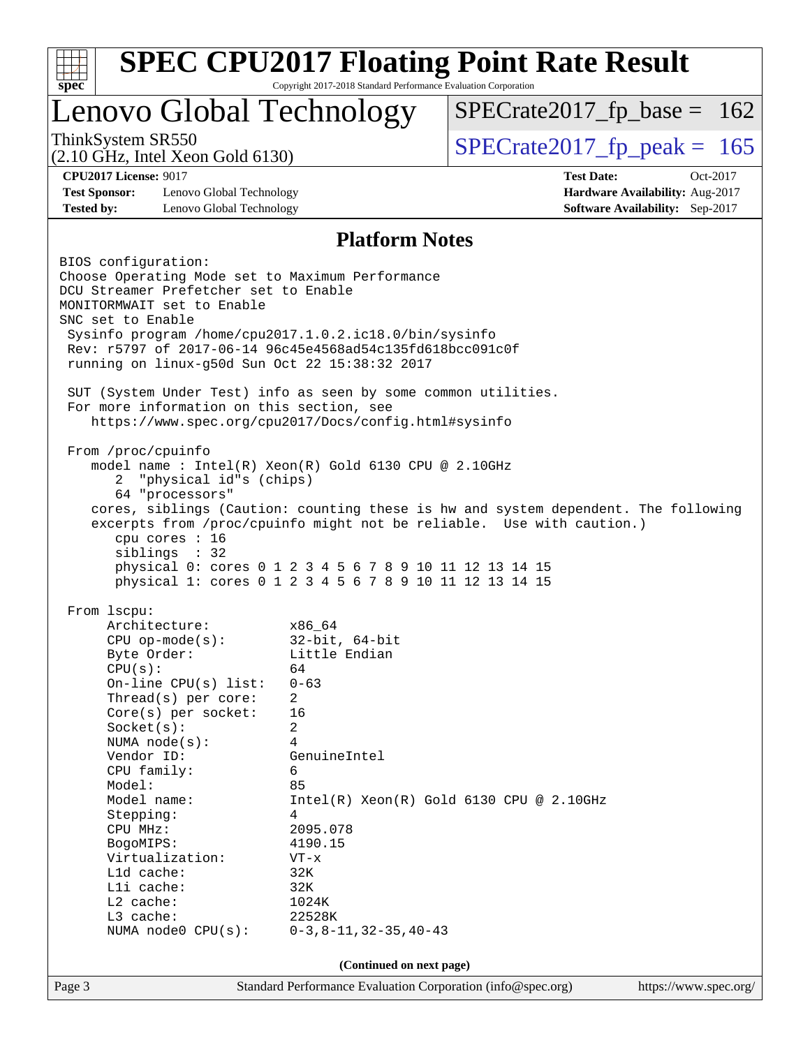## Platform Notes

```
BIOS configuration:
Choose Operating Mode set to Maximum Performance
DCU Streamer Prefetcher set to Enable
MONITORMWAIT set to Enable
SNC set to Enable
 Sysinfo program /home/cpu2017.1.0.2.ic18.0/bin/sysinfo
 Rev: r5797 of 2017-06-14 96c45e4568ad54c135fd618bcc091c0f
 running on linux-g50d Sun Oct 22 15:38:32 2017

 SUT (System Under Test) info as seen by some common utilities.
 For more information on this section, see
    https://www.spec.org/cpu2017/Docs/config.html#sysinfo

 From /proc/cpuinfo
    model name : Intel(R) Xeon(R) Gold 6130 CPU @ 2.10GHz
       2  "physical id"s (chips)
       64 "processors"
    cores, siblings (Caution: counting these is hw and system dependent. The following
    excerpts from /proc/cpuinfo might not be reliable.  Use with caution.)
       cpu cores : 16
       siblings  : 32
       physical 0: cores 0 1 2 3 4 5 6 7 8 9 10 11 12 13 14 15
       physical 1: cores 0 1 2 3 4 5 6 7 8 9 10 11 12 13 14 15

 From lscpu:
      Architecture:          x86_64
      CPU op-mode(s):        32-bit, 64-bit
      Byte Order:            Little Endian
      CPU(s):                64
      On-line CPU(s) list:   0-63
      Thread(s) per core:    2
      Core(s) per socket:    16
      Socket(s):             2
      NUMA node(s):          4
      Vendor ID:             GenuineIntel
      CPU family:            6
      Model:                 85
      Model name:            Intel(R) Xeon(R) Gold 6130 CPU @ 2.10GHz
      Stepping:              4
      CPU MHz:               2095.078
      BogoMIPS:              4190.15
      Virtualization:        VT-x
      L1d cache:             32K
      L1i cache:             32K
      L2 cache:              1024K
      L3 cache:              22528K
      NUMA node0 CPU(s):     0-3,8-11,32-35,40-43
```

**(Continued on next page)**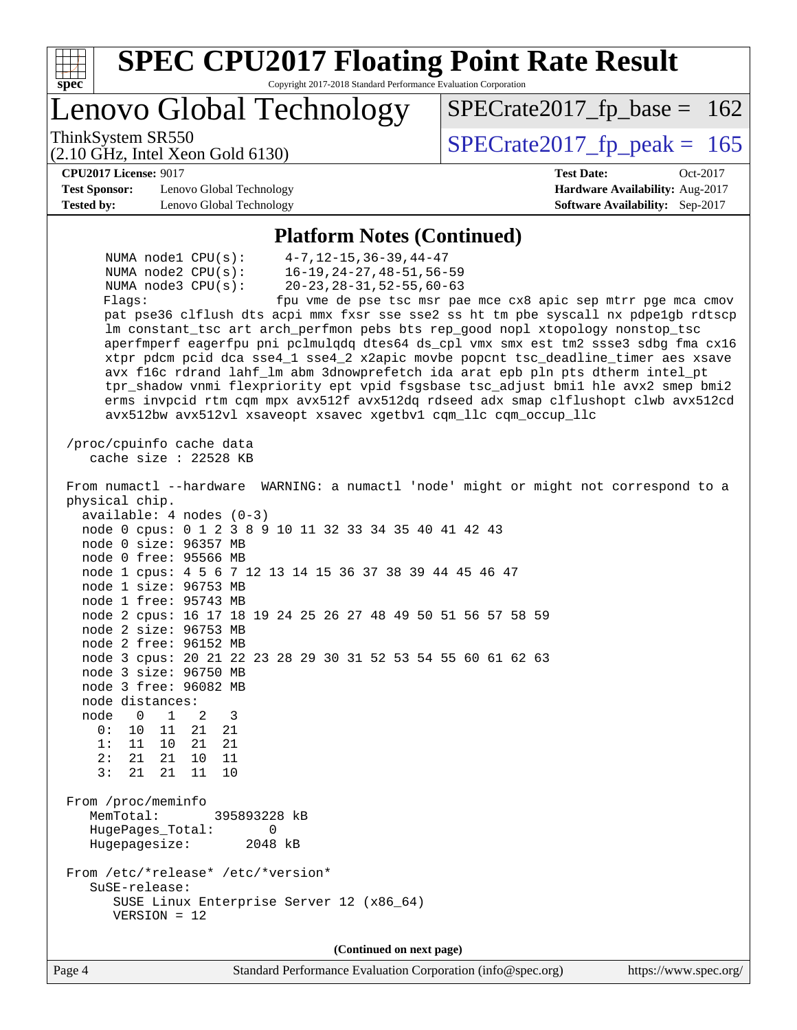# SPEC CPU2017 Floating Point Rate Result

Copyright 2017-2018 Standard Performance Evaluation Corporation

## Lenovo Global Technology

ThinkSystem SR550
(2.10 GHz, Intel Xeon Gold 6130)

SPECrate2017_fp_base = 162

SPECrate2017_fp_peak = 165

**CPU2017 License:** 9017
**Test Sponsor:** Lenovo Global Technology
**Tested by:** Lenovo Global Technology

**Test Date:** Oct-2017
**Hardware Availability:** Aug-2017
**Software Availability:** Sep-2017

### Platform Notes (Continued)

```
    NUMA node1 CPU(s):      4-7,12-15,36-39,44-47
    NUMA node2 CPU(s):      16-19,24-27,48-51,56-59
    NUMA node3 CPU(s):      20-23,28-31,52-55,60-63
    Flags:                  fpu vme de pse tsc msr pae mce cx8 apic sep mtrr pge mca cmov
    pat pse36 clflush dts acpi mmx fxsr sse sse2 ss ht tm pbe syscall nx pdpe1gb rdtscp
    lm constant_tsc art arch_perfmon pebs bts rep_good nopl xtopology nonstop_tsc
    aperfmperf eagerfpu pni pclmulqdq dtes64 ds_cpl vmx smx est tm2 ssse3 sdbg fma cx16
    xtpr pdcm pcid dca sse4_1 sse4_2 x2apic movbe popcnt tsc_deadline_timer aes xsave
    avx f16c rdrand lahf_lm abm 3dnowprefetch ida arat epb pln pts dtherm intel_pt
    tpr_shadow vnmi flexpriority ept vpid fsgsbase tsc_adjust bmi1 hle avx2 smep bmi2
    erms invpcid rtm cqm mpx avx512f avx512dq rdseed adx smap clflushopt clwb avx512cd
    avx512bw avx512vl xsaveopt xsavec xgetbv1 cqm_llc cqm_occup_llc

 /proc/cpuinfo cache data
    cache size : 22528 KB

 From numactl --hardware  WARNING: a numactl 'node' might or might not correspond to a
 physical chip.
   available: 4 nodes (0-3)
   node 0 cpus: 0 1 2 3 8 9 10 11 32 33 34 35 40 41 42 43
   node 0 size: 96357 MB
   node 0 free: 95566 MB
   node 1 cpus: 4 5 6 7 12 13 14 15 36 37 38 39 44 45 46 47
   node 1 size: 96753 MB
   node 1 free: 95743 MB
   node 2 cpus: 16 17 18 19 24 25 26 27 48 49 50 51 56 57 58 59
   node 2 size: 96753 MB
   node 2 free: 96152 MB
   node 3 cpus: 20 21 22 23 28 29 30 31 52 53 54 55 60 61 62 63
   node 3 size: 96750 MB
   node 3 free: 96082 MB
   node distances:
   node   0   1   2   3
     0:  10  11  21  21
     1:  11  10  21  21
     2:  21  21  10  11
     3:  21  21  11  10

 From /proc/meminfo
    MemTotal:       395893228 kB
    HugePages_Total:       0
    Hugepagesize:       2048 kB

 From /etc/*release* /etc/*version*
    SuSE-release:
       SUSE Linux Enterprise Server 12 (x86_64)
       VERSION = 12
```

(Continued on next page)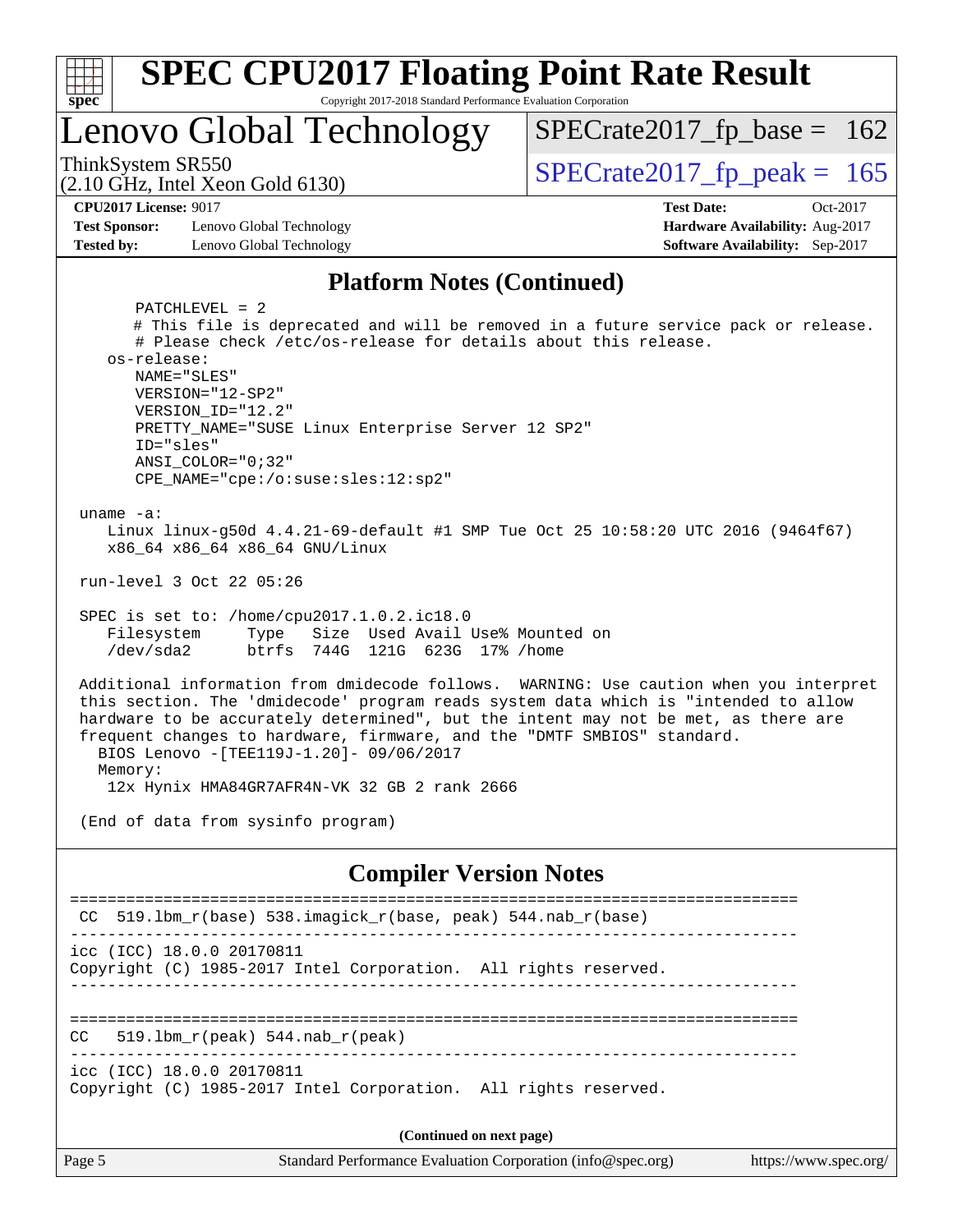## Platform Notes (Continued)

```
        PATCHLEVEL = 2
        # This file is deprecated and will be removed in a future service pack or release.
        # Please check /etc/os-release for details about this release.
    os-release:
        NAME="SLES"
        VERSION="12-SP2"
        VERSION_ID="12.2"
        PRETTY_NAME="SUSE Linux Enterprise Server 12 SP2"
        ID="sles"
        ANSI_COLOR="0;32"
        CPE_NAME="cpe:/o:suse:sles:12:sp2"

 uname -a:
    Linux linux-g50d 4.4.21-69-default #1 SMP Tue Oct 25 10:58:20 UTC 2016 (9464f67)
    x86_64 x86_64 x86_64 GNU/Linux

 run-level 3 Oct 22 05:26

 SPEC is set to: /home/cpu2017.1.0.2.ic18.0
    Filesystem     Type   Size  Used Avail Use% Mounted on
    /dev/sda2      btrfs  744G  121G  623G  17% /home

 Additional information from dmidecode follows.  WARNING: Use caution when you interpret
 this section. The 'dmidecode' program reads system data which is "intended to allow
 hardware to be accurately determined", but the intent may not be met, as there are
 frequent changes to hardware, firmware, and the "DMTF SMBIOS" standard.
   BIOS Lenovo -[TEE119J-1.20]- 09/06/2017
   Memory:
    12x Hynix HMA84GR7AFR4N-VK 32 GB 2 rank 2666

 (End of data from sysinfo program)
```

## Compiler Version Notes

```
==============================================================================
 CC  519.lbm_r(base) 538.imagick_r(base, peak) 544.nab_r(base)
------------------------------------------------------------------------------
icc (ICC) 18.0.0 20170811
Copyright (C) 1985-2017 Intel Corporation.  All rights reserved.
------------------------------------------------------------------------------

==============================================================================
CC   519.lbm_r(peak) 544.nab_r(peak)
------------------------------------------------------------------------------
icc (ICC) 18.0.0 20170811
Copyright (C) 1985-2017 Intel Corporation.  All rights reserved.
```

(Continued on next page)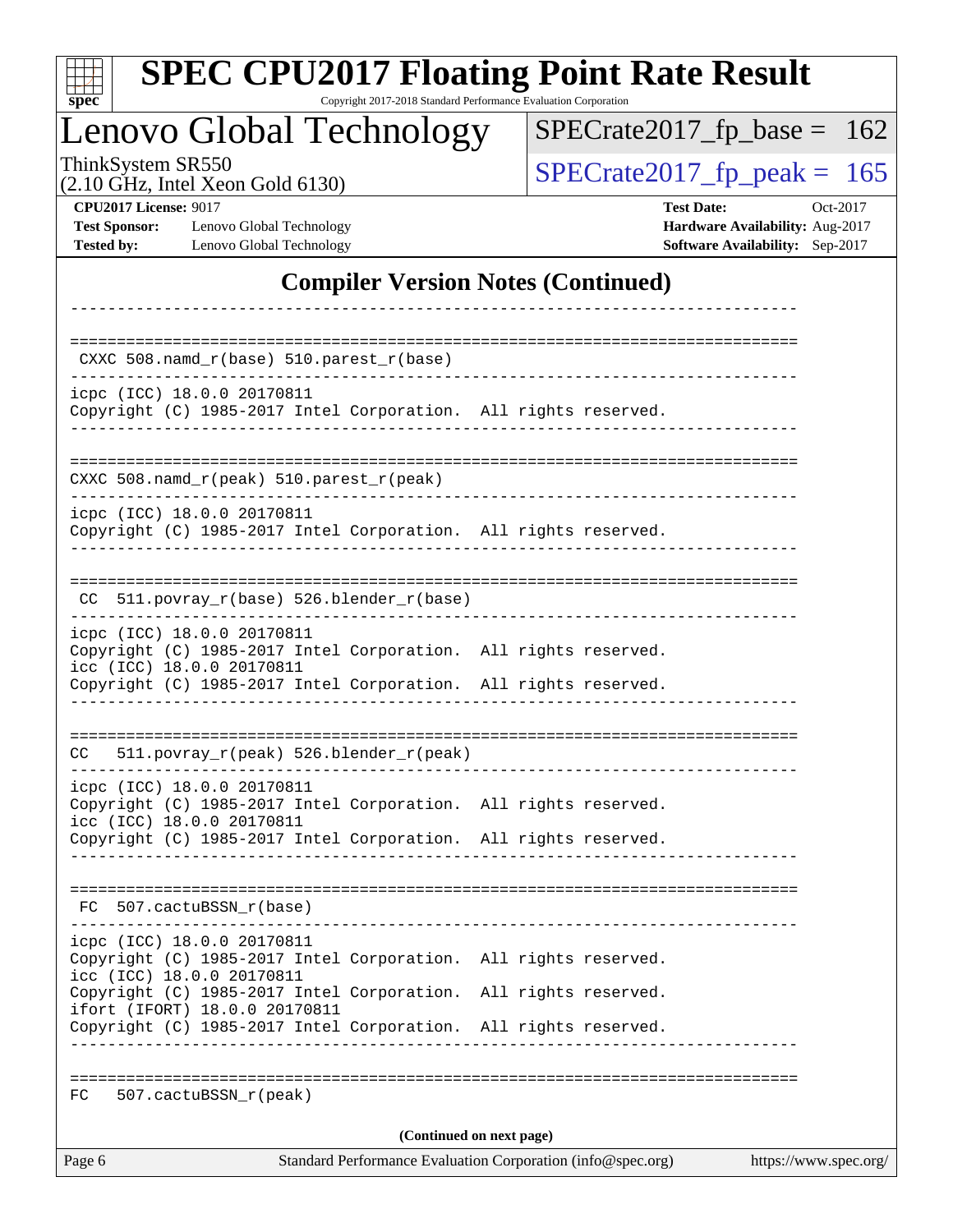## Compiler Version Notes (Continued)

```
------------------------------------------------------------------------------

==============================================================================
 CXXC 508.namd_r(base) 510.parest_r(base)
------------------------------------------------------------------------------
icpc (ICC) 18.0.0 20170811
Copyright (C) 1985-2017 Intel Corporation.  All rights reserved.
------------------------------------------------------------------------------

==============================================================================
CXXC 508.namd_r(peak) 510.parest_r(peak)
------------------------------------------------------------------------------
icpc (ICC) 18.0.0 20170811
Copyright (C) 1985-2017 Intel Corporation.  All rights reserved.
------------------------------------------------------------------------------

==============================================================================
 CC  511.povray_r(base) 526.blender_r(base)
------------------------------------------------------------------------------
icpc (ICC) 18.0.0 20170811
Copyright (C) 1985-2017 Intel Corporation.  All rights reserved.
icc (ICC) 18.0.0 20170811
Copyright (C) 1985-2017 Intel Corporation.  All rights reserved.
------------------------------------------------------------------------------

==============================================================================
CC   511.povray_r(peak) 526.blender_r(peak)
------------------------------------------------------------------------------
icpc (ICC) 18.0.0 20170811
Copyright (C) 1985-2017 Intel Corporation.  All rights reserved.
icc (ICC) 18.0.0 20170811
Copyright (C) 1985-2017 Intel Corporation.  All rights reserved.
------------------------------------------------------------------------------

==============================================================================
 FC  507.cactuBSSN_r(base)
------------------------------------------------------------------------------
icpc (ICC) 18.0.0 20170811
Copyright (C) 1985-2017 Intel Corporation.  All rights reserved.
icc (ICC) 18.0.0 20170811
Copyright (C) 1985-2017 Intel Corporation.  All rights reserved.
ifort (IFORT) 18.0.0 20170811
Copyright (C) 1985-2017 Intel Corporation.  All rights reserved.
------------------------------------------------------------------------------

==============================================================================
FC   507.cactuBSSN_r(peak)
```

(Continued on next page)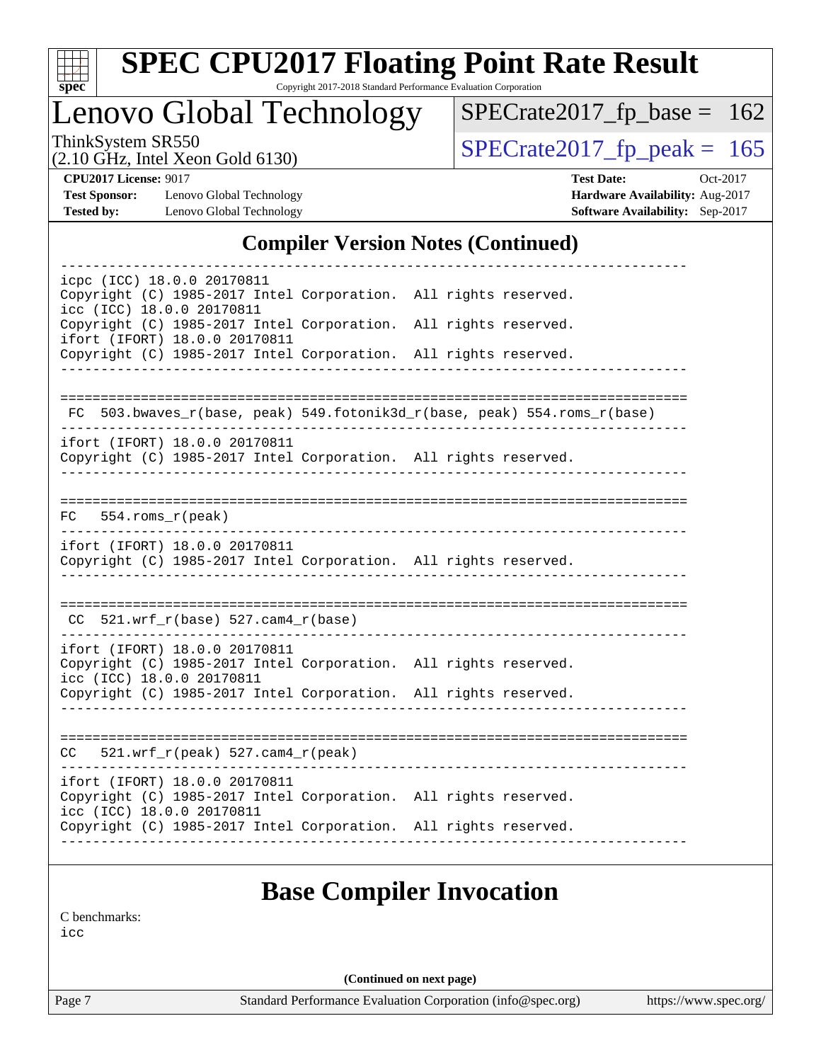## Compiler Version Notes (Continued)

```
------------------------------------------------------------------------------
icpc (ICC) 18.0.0 20170811
Copyright (C) 1985-2017 Intel Corporation.  All rights reserved.
icc (ICC) 18.0.0 20170811
Copyright (C) 1985-2017 Intel Corporation.  All rights reserved.
ifort (IFORT) 18.0.0 20170811
Copyright (C) 1985-2017 Intel Corporation.  All rights reserved.
------------------------------------------------------------------------------

==============================================================================
 FC  503.bwaves_r(base, peak) 549.fotonik3d_r(base, peak) 554.roms_r(base)
------------------------------------------------------------------------------
ifort (IFORT) 18.0.0 20170811
Copyright (C) 1985-2017 Intel Corporation.  All rights reserved.
------------------------------------------------------------------------------

==============================================================================
FC   554.roms_r(peak)
------------------------------------------------------------------------------
ifort (IFORT) 18.0.0 20170811
Copyright (C) 1985-2017 Intel Corporation.  All rights reserved.
------------------------------------------------------------------------------

==============================================================================
 CC  521.wrf_r(base) 527.cam4_r(base)
------------------------------------------------------------------------------
ifort (IFORT) 18.0.0 20170811
Copyright (C) 1985-2017 Intel Corporation.  All rights reserved.
icc (ICC) 18.0.0 20170811
Copyright (C) 1985-2017 Intel Corporation.  All rights reserved.
------------------------------------------------------------------------------

==============================================================================
CC   521.wrf_r(peak) 527.cam4_r(peak)
------------------------------------------------------------------------------
ifort (IFORT) 18.0.0 20170811
Copyright (C) 1985-2017 Intel Corporation.  All rights reserved.
icc (ICC) 18.0.0 20170811
Copyright (C) 1985-2017 Intel Corporation.  All rights reserved.
------------------------------------------------------------------------------
```

## Base Compiler Invocation

C benchmarks:
icc

(Continued on next page)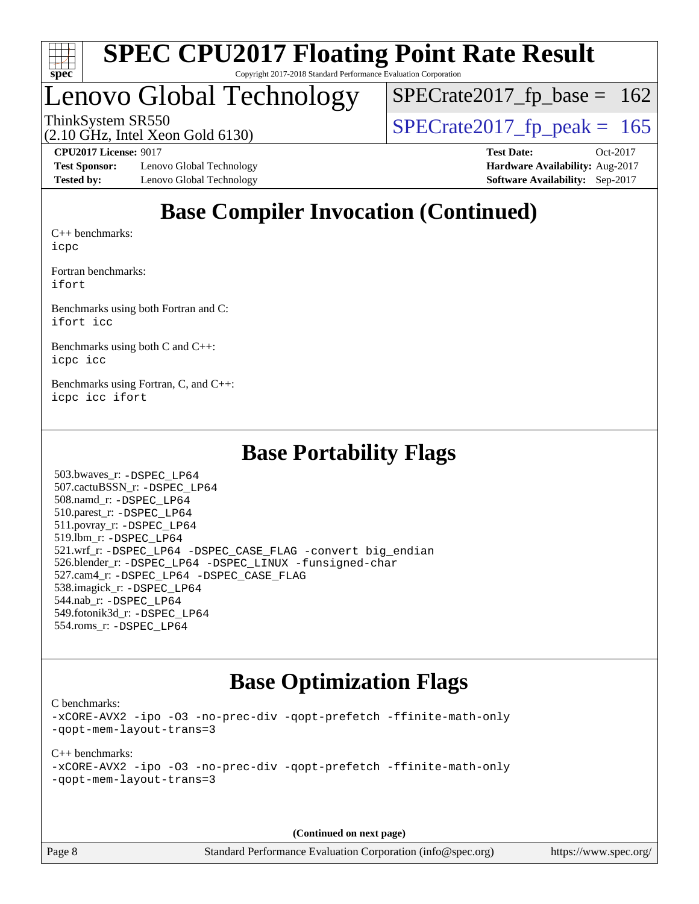# Base Compiler Invocation (Continued)

C++ benchmarks:
icpc

Fortran benchmarks:
ifort

Benchmarks using both Fortran and C:
ifort icc

Benchmarks using both C and C++:
icpc icc

Benchmarks using Fortran, C, and C++:
icpc icc ifort

# Base Portability Flags

503.bwaves_r: -DSPEC_LP64
507.cactuBSSN_r: -DSPEC_LP64
508.namd_r: -DSPEC_LP64
510.parest_r: -DSPEC_LP64
511.povray_r: -DSPEC_LP64
519.lbm_r: -DSPEC_LP64
521.wrf_r: -DSPEC_LP64 -DSPEC_CASE_FLAG -convert big_endian
526.blender_r: -DSPEC_LP64 -DSPEC_LINUX -funsigned-char
527.cam4_r: -DSPEC_LP64 -DSPEC_CASE_FLAG
538.imagick_r: -DSPEC_LP64
544.nab_r: -DSPEC_LP64
549.fotonik3d_r: -DSPEC_LP64
554.roms_r: -DSPEC_LP64

# Base Optimization Flags

C benchmarks:
-xCORE-AVX2 -ipo -O3 -no-prec-div -qopt-prefetch -ffinite-math-only
-qopt-mem-layout-trans=3

C++ benchmarks:
-xCORE-AVX2 -ipo -O3 -no-prec-div -qopt-prefetch -ffinite-math-only
-qopt-mem-layout-trans=3

**(Continued on next page)**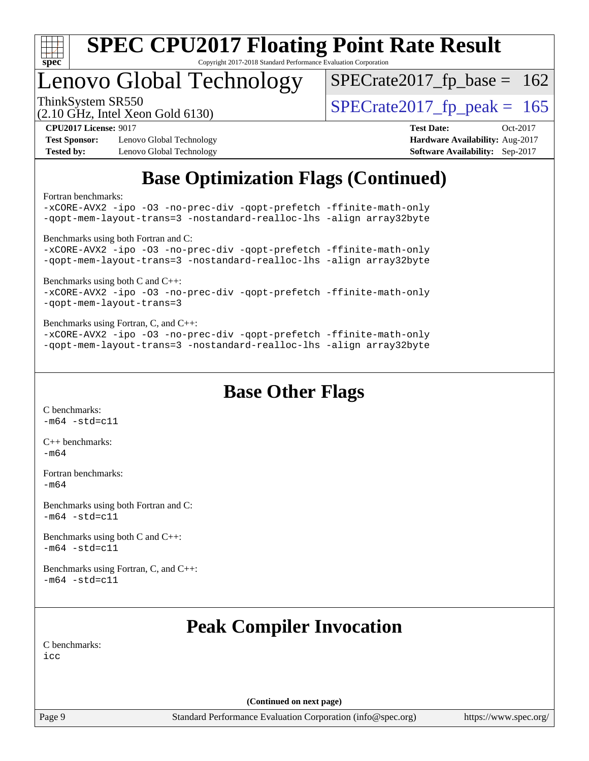## Base Optimization Flags (Continued)

Fortran benchmarks:

```
-xCORE-AVX2 -ipo -O3 -no-prec-div -qopt-prefetch -ffinite-math-only
-qopt-mem-layout-trans=3 -nostandard-realloc-lhs -align array32byte
```

Benchmarks using both Fortran and C:

```
-xCORE-AVX2 -ipo -O3 -no-prec-div -qopt-prefetch -ffinite-math-only
-qopt-mem-layout-trans=3 -nostandard-realloc-lhs -align array32byte
```

Benchmarks using both C and C++:

```
-xCORE-AVX2 -ipo -O3 -no-prec-div -qopt-prefetch -ffinite-math-only
-qopt-mem-layout-trans=3
```

Benchmarks using Fortran, C, and C++:

```
-xCORE-AVX2 -ipo -O3 -no-prec-div -qopt-prefetch -ffinite-math-only
-qopt-mem-layout-trans=3 -nostandard-realloc-lhs -align array32byte
```

## Base Other Flags

C benchmarks:

```
-m64 -std=c11
```

C++ benchmarks:

```
-m64
```

Fortran benchmarks:

```
-m64
```

Benchmarks using both Fortran and C:

```
-m64 -std=c11
```

Benchmarks using both C and C++:

```
-m64 -std=c11
```

Benchmarks using Fortran, C, and C++:

```
-m64 -std=c11
```

## Peak Compiler Invocation

C benchmarks:

```
icc
```

(Continued on next page)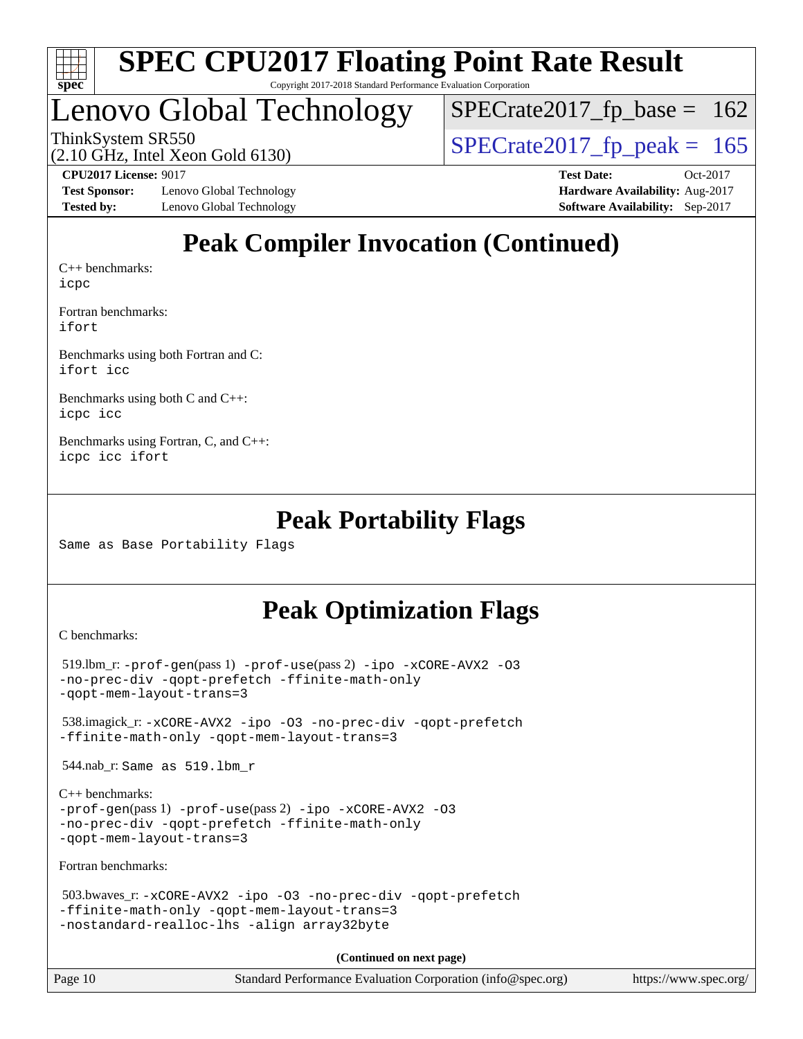# SPEC CPU2017 Floating Point Rate Result

Copyright 2017-2018 Standard Performance Evaluation Corporation

## Lenovo Global Technology

ThinkSystem SR550
(2.10 GHz, Intel Xeon Gold 6130)

SPECrate2017_fp_base = 162

SPECrate2017_fp_peak = 165

**CPU2017 License:** 9017
**Test Sponsor:** Lenovo Global Technology
**Tested by:** Lenovo Global Technology
**Test Date:** Oct-2017
**Hardware Availability:** Aug-2017
**Software Availability:** Sep-2017

## Peak Compiler Invocation (Continued)

C++ benchmarks:
`icpc`

Fortran benchmarks:
`ifort`

Benchmarks using both Fortran and C:
`ifort icc`

Benchmarks using both C and C++:
`icpc icc`

Benchmarks using Fortran, C, and C++:
`icpc icc ifort`

## Peak Portability Flags

Same as Base Portability Flags

## Peak Optimization Flags

C benchmarks:

519.lbm_r: `-prof-gen`(pass 1) `-prof-use`(pass 2) `-ipo -xCORE-AVX2 -O3 -no-prec-div -qopt-prefetch -ffinite-math-only -qopt-mem-layout-trans=3`

538.imagick_r: `-xCORE-AVX2 -ipo -O3 -no-prec-div -qopt-prefetch -ffinite-math-only -qopt-mem-layout-trans=3`

544.nab_r: Same as 519.lbm_r

C++ benchmarks:
`-prof-gen`(pass 1) `-prof-use`(pass 2) `-ipo -xCORE-AVX2 -O3 -no-prec-div -qopt-prefetch -ffinite-math-only -qopt-mem-layout-trans=3`

Fortran benchmarks:

503.bwaves_r: `-xCORE-AVX2 -ipo -O3 -no-prec-div -qopt-prefetch -ffinite-math-only -qopt-mem-layout-trans=3 -nostandard-realloc-lhs -align array32byte`

**(Continued on next page)**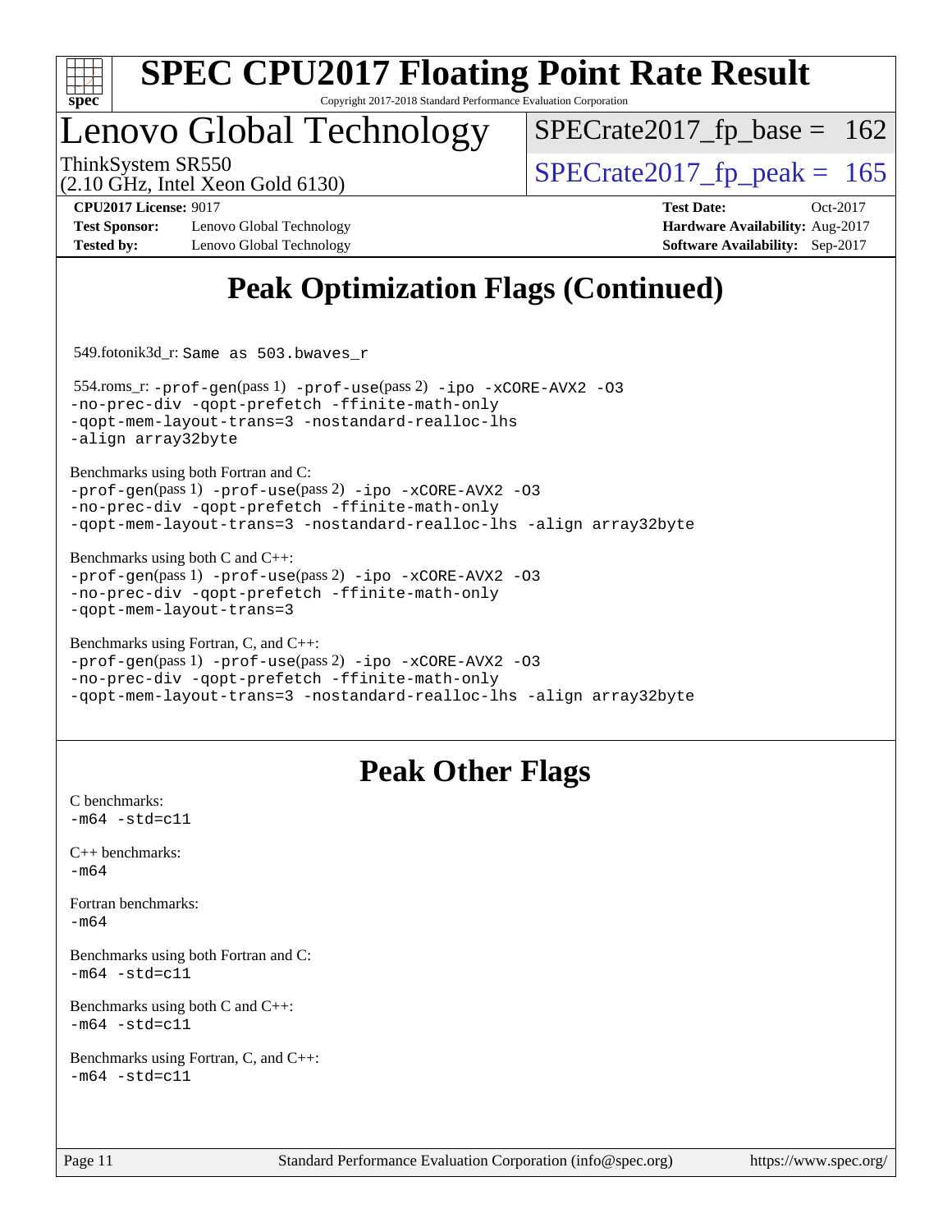# Peak Optimization Flags (Continued)

549.fotonik3d_r: `Same as 503.bwaves_r`

554.roms_r: `-prof-gen`(pass 1) `-prof-use`(pass 2) `-ipo -xCORE-AVX2 -O3 -no-prec-div -qopt-prefetch -ffinite-math-only -qopt-mem-layout-trans=3 -nostandard-realloc-lhs -align array32byte`

Benchmarks using both Fortran and C:
`-prof-gen`(pass 1) `-prof-use`(pass 2) `-ipo -xCORE-AVX2 -O3 -no-prec-div -qopt-prefetch -ffinite-math-only -qopt-mem-layout-trans=3 -nostandard-realloc-lhs -align array32byte`

Benchmarks using both C and C++:
`-prof-gen`(pass 1) `-prof-use`(pass 2) `-ipo -xCORE-AVX2 -O3 -no-prec-div -qopt-prefetch -ffinite-math-only -qopt-mem-layout-trans=3`

Benchmarks using Fortran, C, and C++:
`-prof-gen`(pass 1) `-prof-use`(pass 2) `-ipo -xCORE-AVX2 -O3 -no-prec-div -qopt-prefetch -ffinite-math-only -qopt-mem-layout-trans=3 -nostandard-realloc-lhs -align array32byte`

# Peak Other Flags

C benchmarks:
`-m64 -std=c11`

C++ benchmarks:
`-m64`

Fortran benchmarks:
`-m64`

Benchmarks using both Fortran and C:
`-m64 -std=c11`

Benchmarks using both C and C++:
`-m64 -std=c11`

Benchmarks using Fortran, C, and C++:
`-m64 -std=c11`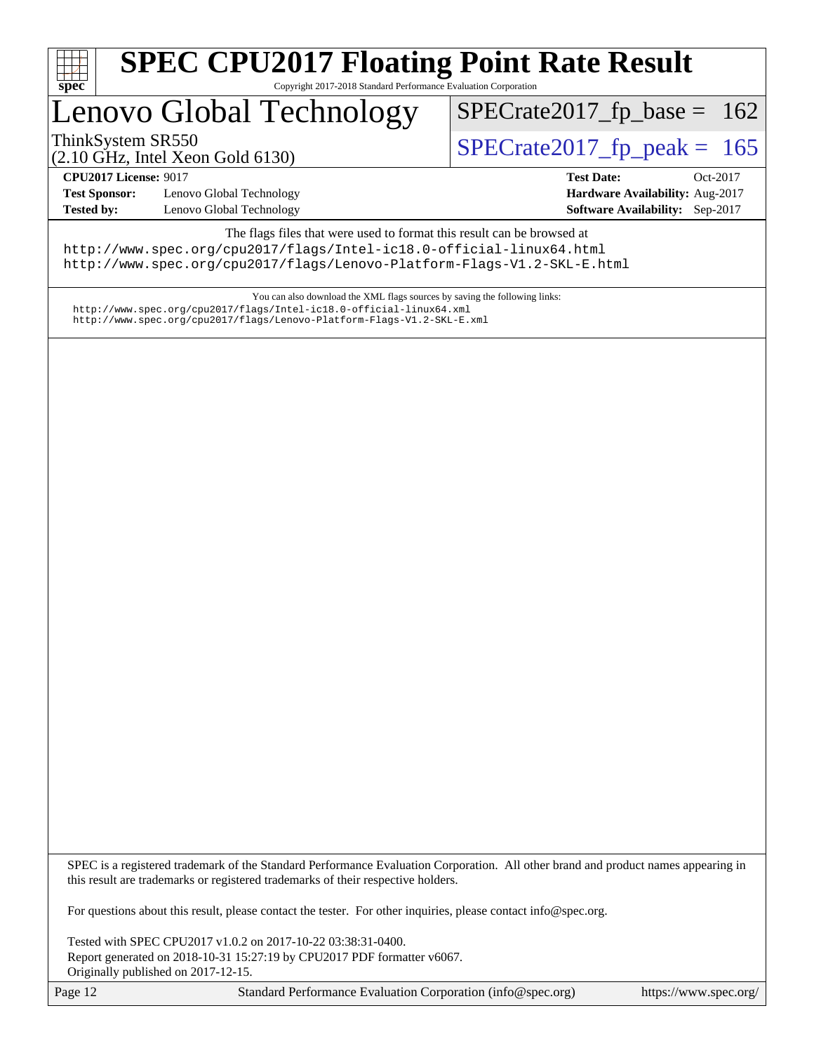The flags files that were used to format this result can be browsed at
http://www.spec.org/cpu2017/flags/Intel-ic18.0-official-linux64.html
http://www.spec.org/cpu2017/flags/Lenovo-Platform-Flags-V1.2-SKL-E.html

You can also download the XML flags sources by saving the following links:
http://www.spec.org/cpu2017/flags/Intel-ic18.0-official-linux64.xml
http://www.spec.org/cpu2017/flags/Lenovo-Platform-Flags-V1.2-SKL-E.xml

SPEC is a registered trademark of the Standard Performance Evaluation Corporation. All other brand and product names appearing in this result are trademarks or registered trademarks of their respective holders.

For questions about this result, please contact the tester. For other inquiries, please contact info@spec.org.

Tested with SPEC CPU2017 v1.0.2 on 2017-10-22 03:38:31-0400.
Report generated on 2018-10-31 15:27:19 by CPU2017 PDF formatter v6067.
Originally published on 2017-12-15.